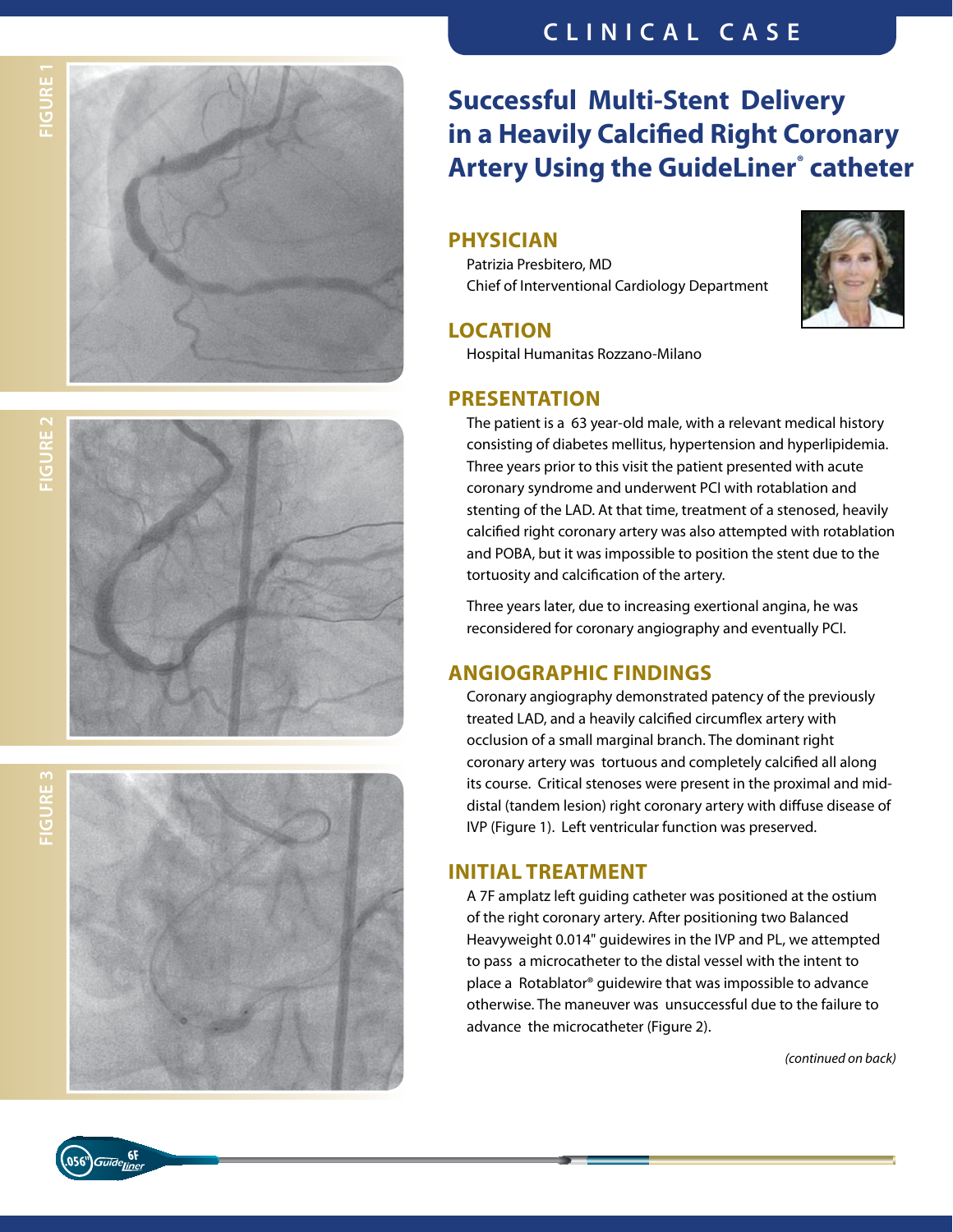CLINICAL CASE

# Successful Multi-Stent Delivery in a Heavily Calcified Right Coronary Artery Using the GuideLiner® catheter

FIGURE 1

FIGURE 2

FIGURE 3

## PHYSICIAN

Patrizia Presbitero, MD
Chief of Interventional Cardiology Department

## LOCATION

Hospital Humanitas Rozzano-Milano

## PRESENTATION

The patient is a 63 year-old male, with a relevant medical history consisting of diabetes mellitus, hypertension and hyperlipidemia. Three years prior to this visit the patient presented with acute coronary syndrome and underwent PCI with rotablation and stenting of the LAD. At that time, treatment of a stenosed, heavily calcified right coronary artery was also attempted with rotablation and POBA, but it was impossible to position the stent due to the tortuosity and calcification of the artery.

Three years later, due to increasing exertional angina, he was reconsidered for coronary angiography and eventually PCI.

## ANGIOGRAPHIC FINDINGS

Coronary angiography demonstrated patency of the previously treated LAD, and a heavily calcified circumflex artery with occlusion of a small marginal branch. The dominant right coronary artery was tortuous and completely calcified all along its course. Critical stenoses were present in the proximal and mid-distal (tandem lesion) right coronary artery with diffuse disease of IVP (Figure 1). Left ventricular function was preserved.

## INITIAL TREATMENT

A 7F amplatz left guiding catheter was positioned at the ostium of the right coronary artery. After positioning two Balanced Heavyweight 0.014" guidewires in the IVP and PL, we attempted to pass a microcatheter to the distal vessel with the intent to place a Rotablator® guidewire that was impossible to advance otherwise. The maneuver was unsuccessful due to the failure to advance the microcatheter (Figure 2).

*(continued on back)*

.056" GuideLiner 6F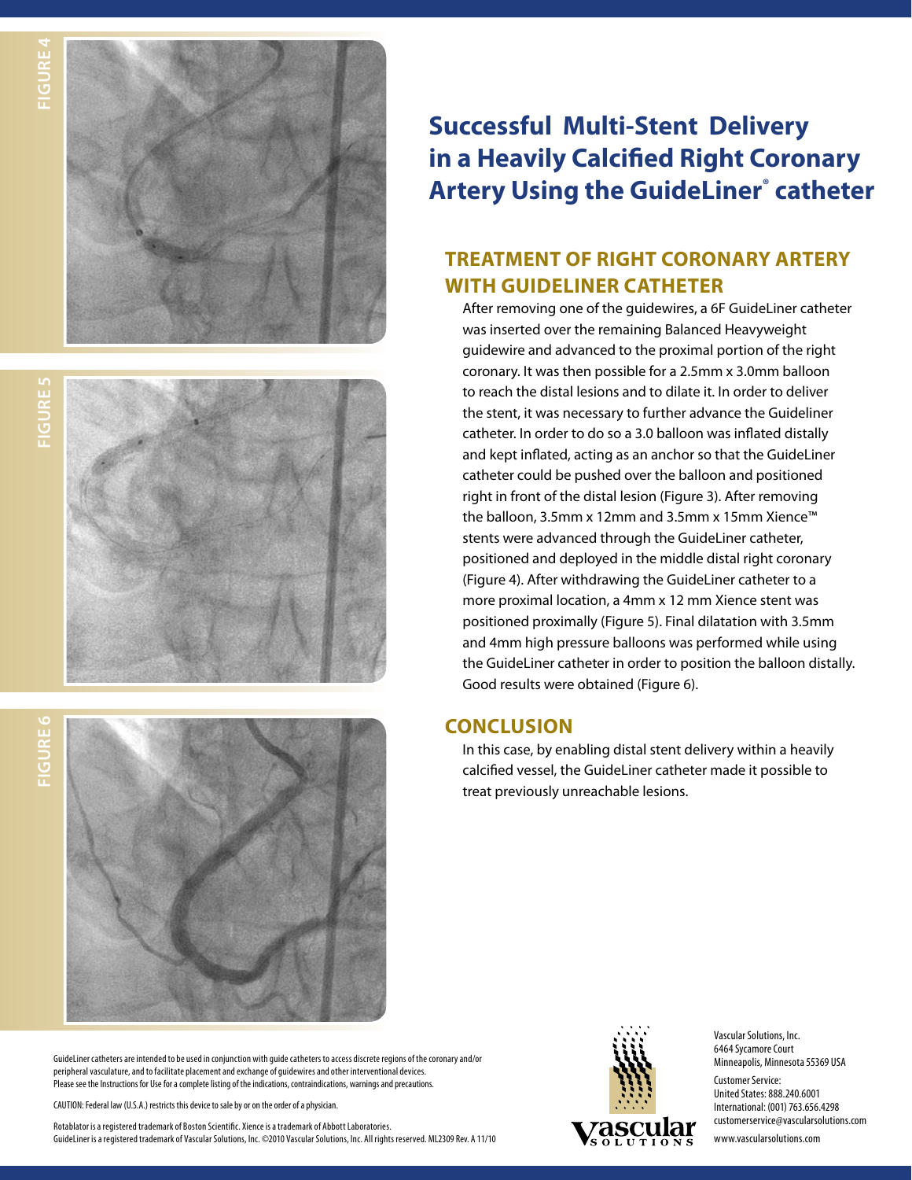FIGURE 4

FIGURE 5

FIGURE 6

# Successful Multi-Stent Delivery in a Heavily Calcified Right Coronary Artery Using the GuideLiner® catheter

## TREATMENT OF RIGHT CORONARY ARTERY WITH GUIDELINER CATHETER

After removing one of the guidewires, a 6F GuideLiner catheter was inserted over the remaining Balanced Heavyweight guidewire and advanced to the proximal portion of the right coronary. It was then possible for a 2.5mm x 3.0mm balloon to reach the distal lesions and to dilate it. In order to deliver the stent, it was necessary to further advance the Guideliner catheter. In order to do so a 3.0 balloon was inflated distally and kept inflated, acting as an anchor so that the GuideLiner catheter could be pushed over the balloon and positioned right in front of the distal lesion (Figure 3). After removing the balloon, 3.5mm x 12mm and 3.5mm x 15mm Xience™ stents were advanced through the GuideLiner catheter, positioned and deployed in the middle distal right coronary (Figure 4). After withdrawing the GuideLiner catheter to a more proximal location, a 4mm x 12 mm Xience stent was positioned proximally (Figure 5). Final dilatation with 3.5mm and 4mm high pressure balloons was performed while using the GuideLiner catheter in order to position the balloon distally. Good results were obtained (Figure 6).

## CONCLUSION

In this case, by enabling distal stent delivery within a heavily calcified vessel, the GuideLiner catheter made it possible to treat previously unreachable lesions.

GuideLiner catheters are intended to be used in conjunction with guide catheters to access discrete regions of the coronary and/or peripheral vasculature, and to facilitate placement and exchange of guidewires and other interventional devices. Please see the Instructions for Use for a complete listing of the indications, contraindications, warnings and precautions.

CAUTION: Federal law (U.S.A.) restricts this device to sale by or on the order of a physician.

Rotablator is a registered trademark of Boston Scientific. Xience is a trademark of Abbott Laboratories.
GuideLiner is a registered trademark of Vascular Solutions, Inc. ©2010 Vascular Solutions, Inc. All rights reserved. ML2309 Rev. A 11/10

Vascular Solutions, Inc.
6464 Sycamore Court
Minneapolis, Minnesota 55369 USA

Customer Service:
United States: 888.240.6001
International: (001) 763.656.4298
customerservice@vascularsolutions.com

www.vascularsolutions.com